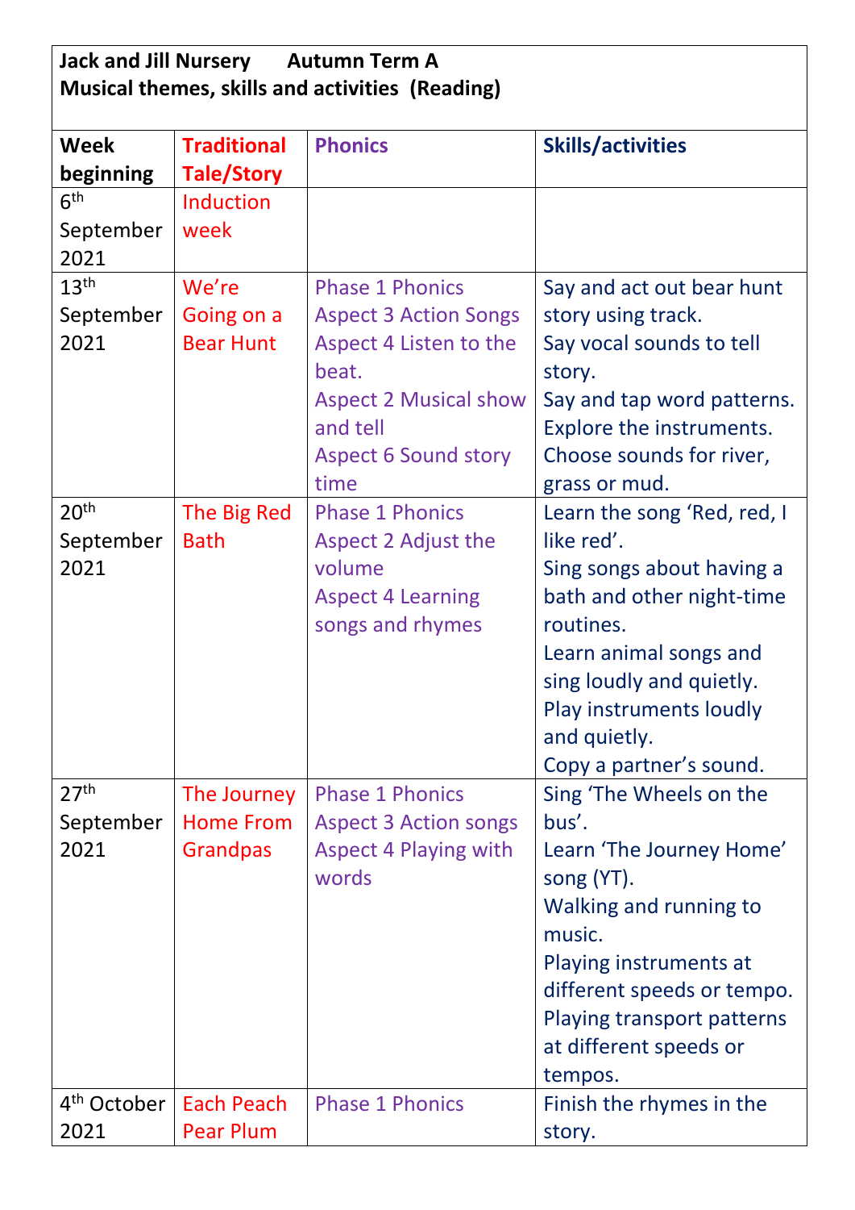**Jack and Jill Nursery      Autumn Term A**
**Musical themes, skills and activities (Reading)**

| Week beginning | Traditional Tale/Story | Phonics | Skills/activities |
|---|---|---|---|
| 6th September 2021 | Induction week | | |
| 13th September 2021 | We're Going on a Bear Hunt | Phase 1 Phonics<br>Aspect 3 Action Songs<br>Aspect 4 Listen to the beat.<br>Aspect 2 Musical show and tell<br>Aspect 6 Sound story time | Say and act out bear hunt story using track.<br>Say vocal sounds to tell story.<br>Say and tap word patterns.<br>Explore the instruments.<br>Choose sounds for river, grass or mud. |
| 20th September 2021 | The Big Red Bath | Phase 1 Phonics<br>Aspect 2 Adjust the volume<br>Aspect 4 Learning songs and rhymes | Learn the song 'Red, red, I like red'.<br>Sing songs about having a bath and other night-time routines.<br>Learn animal songs and sing loudly and quietly.<br>Play instruments loudly and quietly.<br>Copy a partner's sound. |
| 27th September 2021 | The Journey Home From Grandpas | Phase 1 Phonics<br>Aspect 3 Action songs<br>Aspect 4 Playing with words | Sing 'The Wheels on the bus'.<br>Learn 'The Journey Home' song (YT).<br>Walking and running to music.<br>Playing instruments at different speeds or tempo.<br>Playing transport patterns at different speeds or tempos. |
| 4th October 2021 | Each Peach Pear Plum | Phase 1 Phonics | Finish the rhymes in the story. |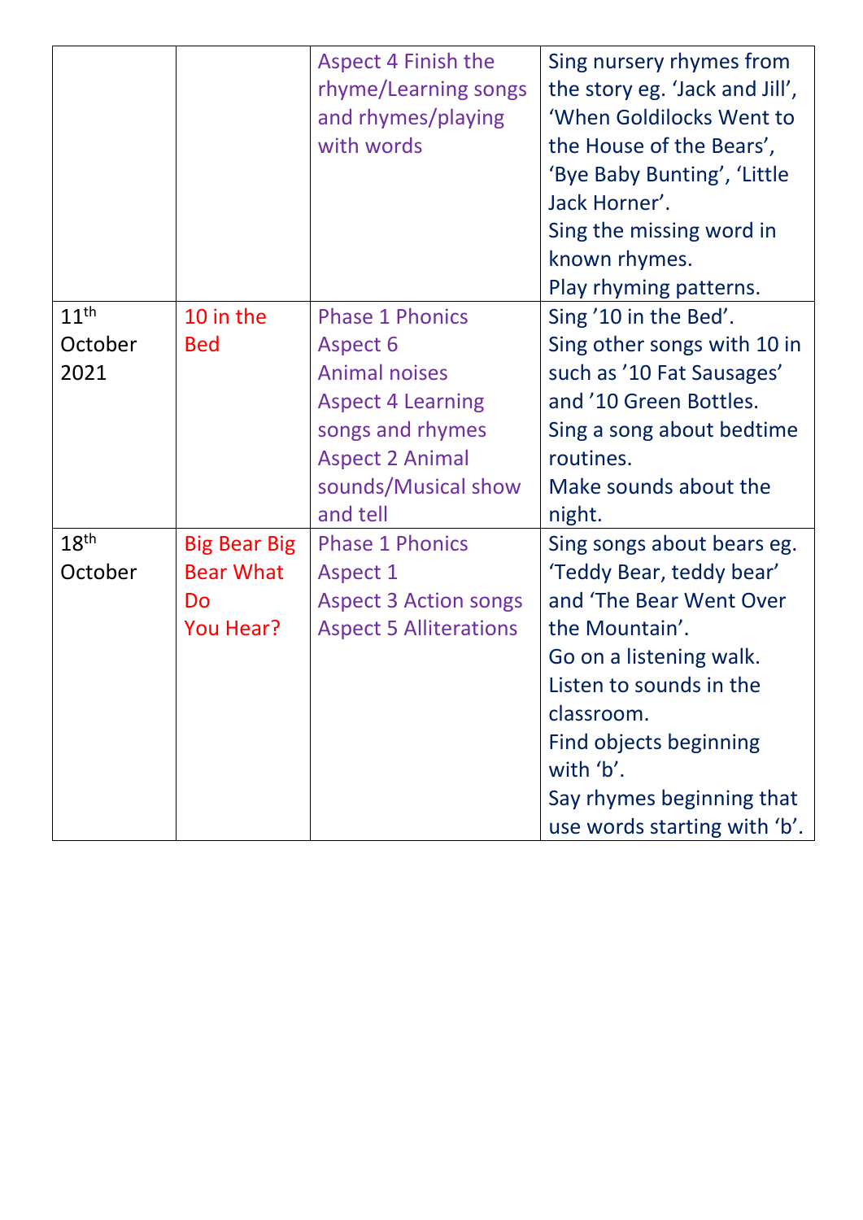| | | | |
|---|---|---|---|
| | | Aspect 4 Finish the rhyme/Learning songs and rhymes/playing with words | Sing nursery rhymes from the story eg. 'Jack and Jill', 'When Goldilocks Went to the House of the Bears', 'Bye Baby Bunting', 'Little Jack Horner'.<br>Sing the missing word in known rhymes.<br>Play rhyming patterns. |
| 11th October 2021 | 10 in the Bed | Phase 1 Phonics<br>Aspect 6<br>Animal noises<br>Aspect 4 Learning songs and rhymes<br>Aspect 2 Animal sounds/Musical show and tell | Sing '10 in the Bed'.<br>Sing other songs with 10 in such as '10 Fat Sausages' and '10 Green Bottles.<br>Sing a song about bedtime routines.<br>Make sounds about the night. |
| 18th October | Big Bear Big Bear What Do You Hear? | Phase 1 Phonics<br>Aspect 1<br>Aspect 3 Action songs<br>Aspect 5 Alliterations | Sing songs about bears eg. 'Teddy Bear, teddy bear' and 'The Bear Went Over the Mountain'.<br>Go on a listening walk.<br>Listen to sounds in the classroom.<br>Find objects beginning with 'b'.<br>Say rhymes beginning that use words starting with 'b'. |